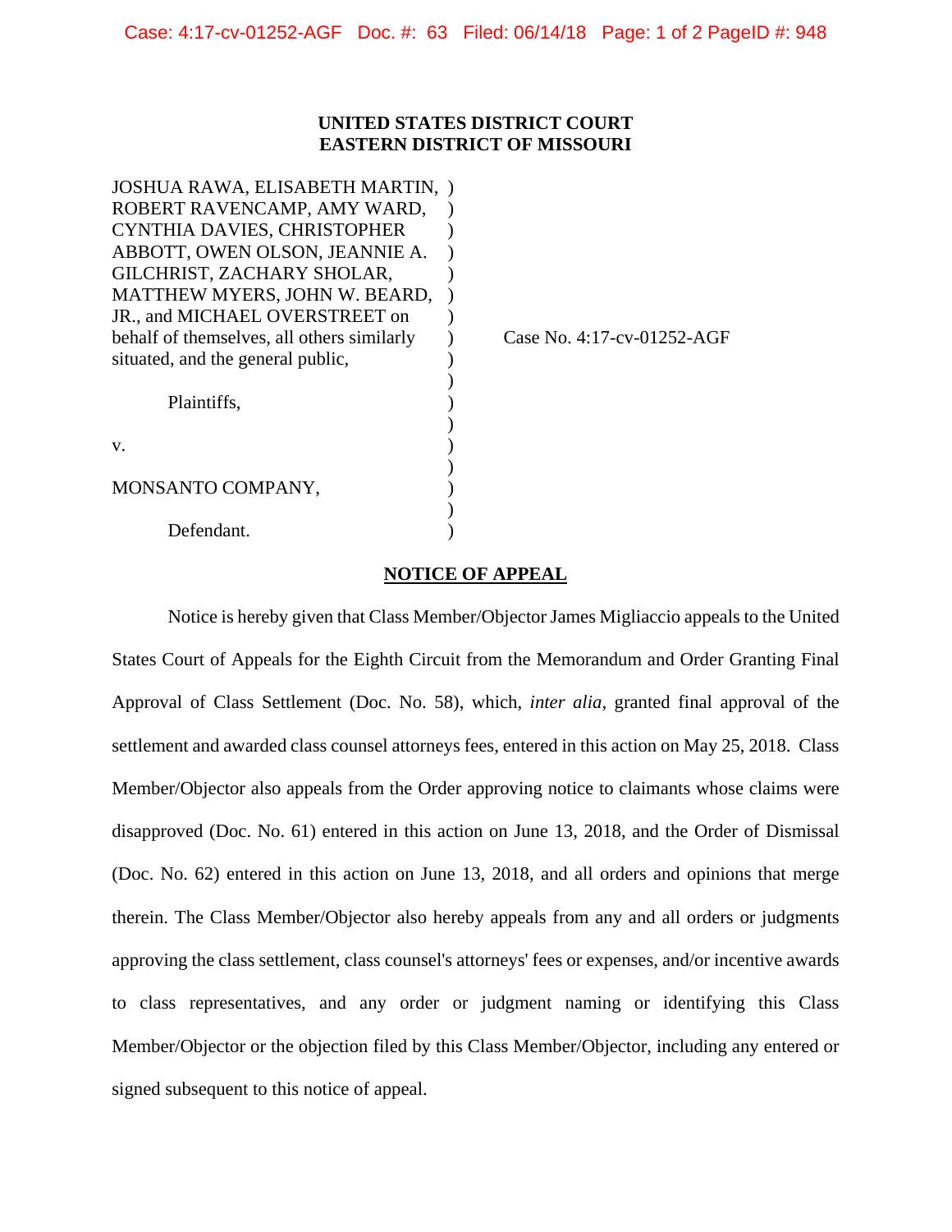**UNITED STATES DISTRICT COURT**
**EASTERN DISTRICT OF MISSOURI**

| | | |
|---|---|---|
| JOSHUA RAWA, ELISABETH MARTIN, ROBERT RAVENCAMP, AMY WARD, CYNTHIA DAVIES, CHRISTOPHER ABBOTT, OWEN OLSON, JEANNIE A. GILCHRIST, ZACHARY SHOLAR, MATTHEW MYERS, JOHN W. BEARD, JR., and MICHAEL OVERSTREET on behalf of themselves, all others similarly situated, and the general public, | ) | Case No. 4:17-cv-01252-AGF |
| Plaintiffs, | ) | |
| v. | ) | |
| MONSANTO COMPANY, | ) | |
| Defendant. | ) | |

**NOTICE OF APPEAL**

Notice is hereby given that Class Member/Objector James Migliaccio appeals to the United States Court of Appeals for the Eighth Circuit from the Memorandum and Order Granting Final Approval of Class Settlement (Doc. No. 58), which, *inter alia*, granted final approval of the settlement and awarded class counsel attorneys fees, entered in this action on May 25, 2018. Class Member/Objector also appeals from the Order approving notice to claimants whose claims were disapproved (Doc. No. 61) entered in this action on June 13, 2018, and the Order of Dismissal (Doc. No. 62) entered in this action on June 13, 2018, and all orders and opinions that merge therein. The Class Member/Objector also hereby appeals from any and all orders or judgments approving the class settlement, class counsel's attorneys' fees or expenses, and/or incentive awards to class representatives, and any order or judgment naming or identifying this Class Member/Objector or the objection filed by this Class Member/Objector, including any entered or signed subsequent to this notice of appeal.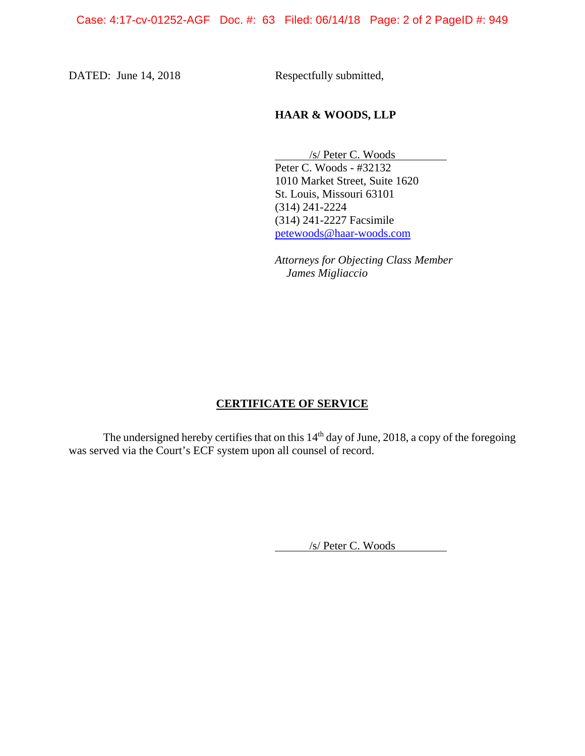DATED: June 14, 2018

Respectfully submitted,

**HAAR & WOODS, LLP**

/s/ Peter C. Woods
Peter C. Woods - #32132
1010 Market Street, Suite 1620
St. Louis, Missouri 63101
(314) 241-2224
(314) 241-2227 Facsimile
petewoods@haar-woods.com

*Attorneys for Objecting Class Member James Migliaccio*

**CERTIFICATE OF SERVICE**

The undersigned hereby certifies that on this 14th day of June, 2018, a copy of the foregoing was served via the Court's ECF system upon all counsel of record.

/s/ Peter C. Woods